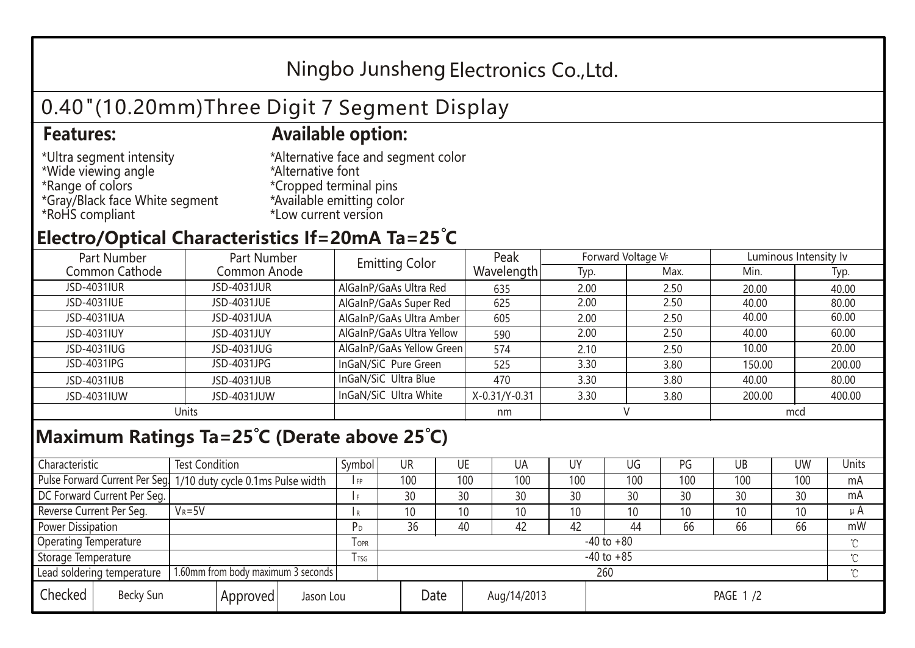# Ningbo Junsheng Electronics Co.,Ltd.

## 0.40"(10.20mm)Three Digit 7 Segment Display

### Features:

*Ultra segment intensity
*Wide viewing angle
*Range of colors
*Gray/Black face White segment
*RoHS compliant

### Available option:

*Alternative face and segment color
*Alternative font
*Cropped terminal pins
*Available emitting color
*Low current version

## Electro/Optical Characteristics If=20mA Ta=25°C

| Part Number Common Cathode | Part Number Common Anode | Emitting Color | Peak Wavelength | Forward Voltage $V_F$ | | Luminous Intensity Iv | |
|---|---|---|---|---|---|---|---|
| | | | | Typ. | Max. | Min. | Typ. |
| JSD-4031IUR | JSD-4031JUR | AlGaInP/GaAs Ultra Red | 635 | 2.00 | 2.50 | 20.00 | 40.00 |
| JSD-4031IUE | JSD-4031JUE | AlGaInP/GaAs Super Red | 625 | 2.00 | 2.50 | 40.00 | 80.00 |
| JSD-4031IUA | JSD-4031JUA | AlGaInP/GaAs Ultra Amber | 605 | 2.00 | 2.50 | 40.00 | 60.00 |
| JSD-4031IUY | JSD-4031JUY | AlGaInP/GaAs Ultra Yellow | 590 | 2.00 | 2.50 | 40.00 | 60.00 |
| JSD-4031IUG | JSD-4031JUG | AlGaInP/GaAs Yellow Green | 574 | 2.10 | 2.50 | 10.00 | 20.00 |
| JSD-4031IPG | JSD-4031JPG | InGaN/SiC Pure Green | 525 | 3.30 | 3.80 | 150.00 | 200.00 |
| JSD-4031IUB | JSD-4031JUB | InGaN/SiC Ultra Blue | 470 | 3.30 | 3.80 | 40.00 | 80.00 |
| JSD-4031IUW | JSD-4031JUW | InGaN/SiC Ultra White | X-0.31/Y-0.31 | 3.30 | 3.80 | 200.00 | 400.00 |
| Units | | | nm | V | | mcd | |

## Maximum Ratings Ta=25°C (Derate above 25°C)

| Characteristic | Test Condition | Symbol | UR | UE | UA | UY | UG | PG | UB | UW | Units |
|---|---|---|---|---|---|---|---|---|---|---|---|
| Pulse Forward Current Per Seg. | 1/10 duty cycle 0.1ms Pulse width | $I_{FP}$ | 100 | 100 | 100 | 100 | 100 | 100 | 100 | 100 | mA |
| DC Forward Current Per Seg. | | $I_F$ | 30 | 30 | 30 | 30 | 30 | 30 | 30 | 30 | mA |
| Reverse Current Per Seg. | $V_R$=5V | $I_R$ | 10 | 10 | 10 | 10 | 10 | 10 | 10 | 10 | μA |
| Power Dissipation | | $P_D$ | 36 | 40 | 42 | 42 | 44 | 66 | 66 | 66 | mW |
| Operating Temperature | | $T_{OPR}$ | -40 to +80 | | | | | | | | ℃ |
| Storage Temperature | | $T_{TSG}$ | -40 to +85 | | | | | | | | ℃ |
| Lead soldering temperature | 1.60mm from body maximum 3 seconds | | 260 | | | | | | | | ℃ |

| Checked | Becky Sun | Approved | Jason Lou | Date | Aug/14/2013 |
|---|---|---|---|---|---|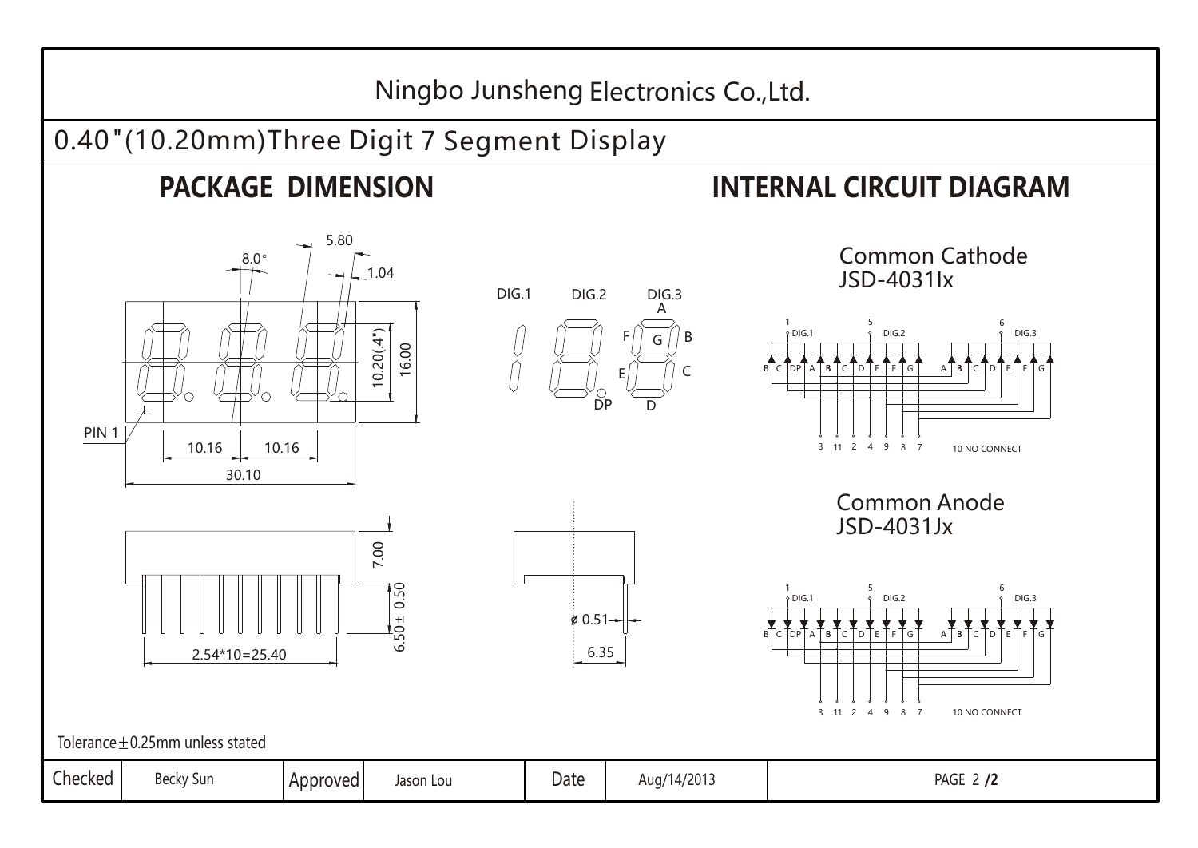Ningbo Junsheng Electronics Co.,Ltd.

# 0.40"(10.20mm)Three Digit 7 Segment Display

## PACKAGE DIMENSION

5.80
8.0°
1.04
10.20(.4")
16.00
PIN 1
10.16
10.16
30.10

7.00
6.50± 0.50
2.54*10=25.40

DIG.1 DIG.2 DIG.3
A
F G B
E C
DP D

ø 0.51
6.35

## INTERNAL CIRCUIT DIAGRAM

Common Cathode
JSD-4031Ix

1 DIG.1
5 DIG.2
6 DIG.3
B C DP A B C D E F G A B C D E F G
3 11 2 4 9 8 7
10 NO CONNECT

Common Anode
JSD-4031Jx

1 DIG.1
5 DIG.2
6 DIG.3
B C DP A B C D E F G A B C D E F G
3 11 2 4 9 8 7
10 NO CONNECT

Tolerance ± 0.25mm unless stated

| Checked | Becky Sun | Approved | Jason Lou | Date | Aug/14/2013 |
|---|---|---|---|---|---|